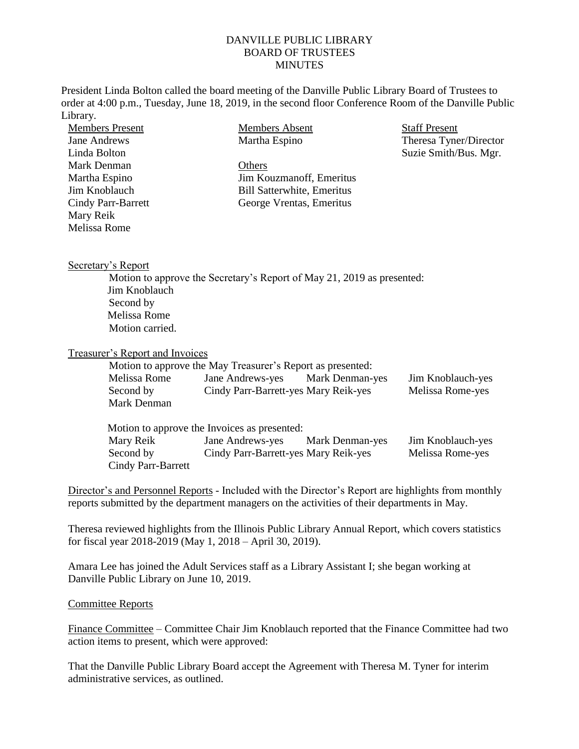DANVILLE PUBLIC LIBRARY
BOARD OF TRUSTEES
MINUTES

President Linda Bolton called the board meeting of the Danville Public Library Board of Trustees to order at 4:00 p.m., Tuesday, June 18, 2019, in the second floor Conference Room of the Danville Public Library.

| Members Present | Members Absent | Staff Present |
|---|---|---|
| Jane Andrews | Martha Espino | Theresa Tyner/Director |
| Linda Bolton | | Suzie Smith/Bus. Mgr. |
| Mark Denman | Others | |
| Martha Espino | Jim Kouzmanoff, Emeritus | |
| Jim Knoblauch | Bill Satterwhite, Emeritus | |
| Cindy Parr-Barrett | George Vrentas, Emeritus | |
| Mary Reik | | |
| Melissa Rome | | |

Secretary's Report

Motion to approve the Secretary's Report of May 21, 2019 as presented:
Jim Knoblauch
Second by
Melissa Rome
Motion carried.

Treasurer's Report and Invoices

Motion to approve the May Treasurer's Report as presented:

| | | | |
|---|---|---|---|
| Melissa Rome | Jane Andrews-yes | Mark Denman-yes | Jim Knoblauch-yes |
| Second by | Cindy Parr-Barrett-yes | Mary Reik-yes | Melissa Rome-yes |
| Mark Denman | | | |

Motion to approve the Invoices as presented:

| | | | |
|---|---|---|---|
| Mary Reik | Jane Andrews-yes | Mark Denman-yes | Jim Knoblauch-yes |
| Second by | Cindy Parr-Barrett-yes | Mary Reik-yes | Melissa Rome-yes |
| Cindy Parr-Barrett | | | |

Director's and Personnel Reports - Included with the Director's Report are highlights from monthly reports submitted by the department managers on the activities of their departments in May.

Theresa reviewed highlights from the Illinois Public Library Annual Report, which covers statistics for fiscal year 2018-2019 (May 1, 2018 – April 30, 2019).

Amara Lee has joined the Adult Services staff as a Library Assistant I; she began working at Danville Public Library on June 10, 2019.

Committee Reports

Finance Committee – Committee Chair Jim Knoblauch reported that the Finance Committee had two action items to present, which were approved:

That the Danville Public Library Board accept the Agreement with Theresa M. Tyner for interim administrative services, as outlined.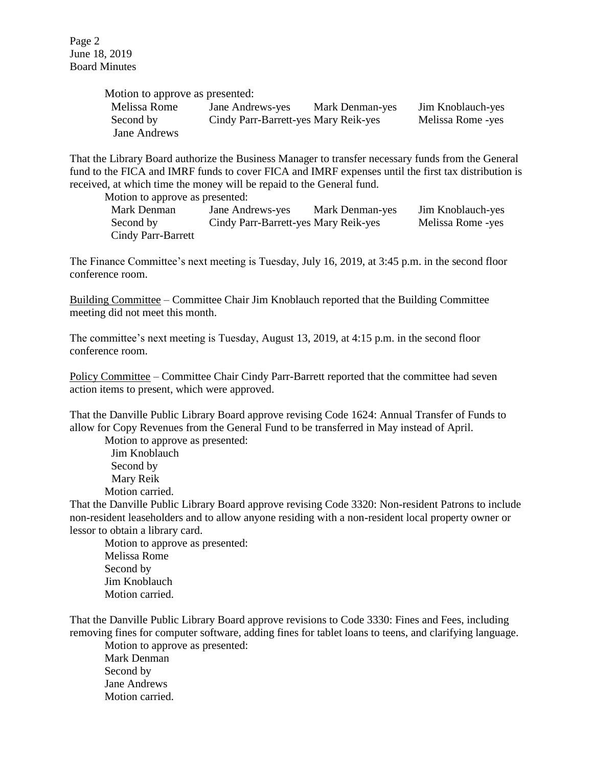Motion to approve as presented:

| Melissa Rome | Jane Andrews-yes | Mark Denman-yes | Jim Knoblauch-yes |
|---|---|---|---|
| Second by | Cindy Parr-Barrett-yes | Mary Reik-yes | Melissa Rome -yes |
| Jane Andrews | | | |

That the Library Board authorize the Business Manager to transfer necessary funds from the General fund to the FICA and IMRF funds to cover FICA and IMRF expenses until the first tax distribution is received, at which time the money will be repaid to the General fund.

Motion to approve as presented:

| Mark Denman | Jane Andrews-yes | Mark Denman-yes | Jim Knoblauch-yes |
|---|---|---|---|
| Second by | Cindy Parr-Barrett-yes | Mary Reik-yes | Melissa Rome -yes |
| Cindy Parr-Barrett | | | |

The Finance Committee's next meeting is Tuesday, July 16, 2019, at 3:45 p.m. in the second floor conference room.

Building Committee – Committee Chair Jim Knoblauch reported that the Building Committee meeting did not meet this month.

The committee's next meeting is Tuesday, August 13, 2019, at 4:15 p.m. in the second floor conference room.

Policy Committee – Committee Chair Cindy Parr-Barrett reported that the committee had seven action items to present, which were approved.

That the Danville Public Library Board approve revising Code 1624: Annual Transfer of Funds to allow for Copy Revenues from the General Fund to be transferred in May instead of April.

Motion to approve as presented:
Jim Knoblauch
Second by
Mary Reik
Motion carried.

That the Danville Public Library Board approve revising Code 3320: Non-resident Patrons to include non-resident leaseholders and to allow anyone residing with a non-resident local property owner or lessor to obtain a library card.

Motion to approve as presented:
Melissa Rome
Second by
Jim Knoblauch
Motion carried.

That the Danville Public Library Board approve revisions to Code 3330: Fines and Fees, including removing fines for computer software, adding fines for tablet loans to teens, and clarifying language.

Motion to approve as presented:
Mark Denman
Second by
Jane Andrews
Motion carried.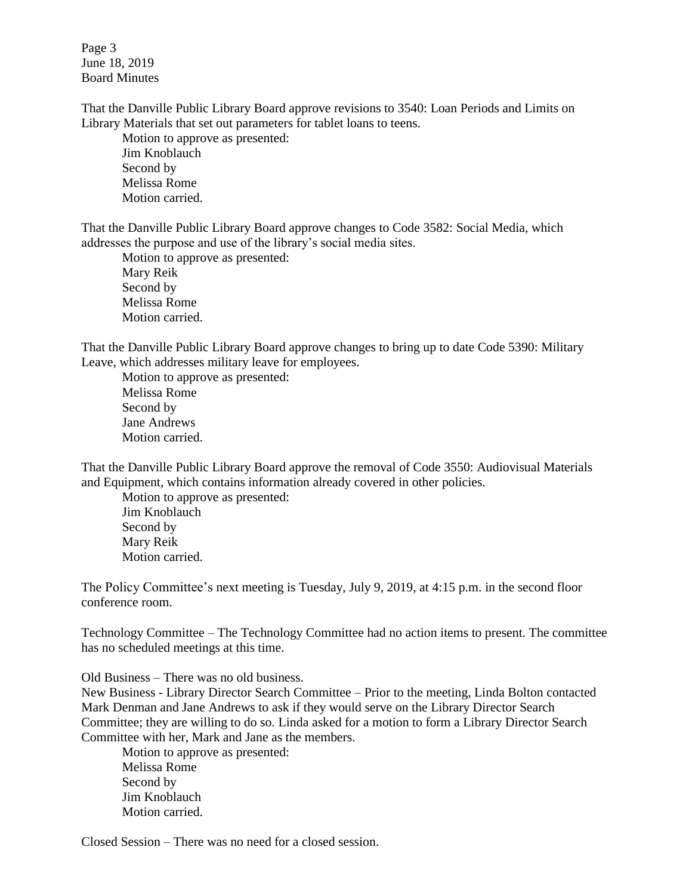That the Danville Public Library Board approve revisions to 3540: Loan Periods and Limits on Library Materials that set out parameters for tablet loans to teens.

Motion to approve as presented:
Jim Knoblauch
Second by
Melissa Rome
Motion carried.

That the Danville Public Library Board approve changes to Code 3582: Social Media, which addresses the purpose and use of the library's social media sites.

Motion to approve as presented:
Mary Reik
Second by
Melissa Rome
Motion carried.

That the Danville Public Library Board approve changes to bring up to date Code 5390: Military Leave, which addresses military leave for employees.

Motion to approve as presented:
Melissa Rome
Second by
Jane Andrews
Motion carried.

That the Danville Public Library Board approve the removal of Code 3550: Audiovisual Materials and Equipment, which contains information already covered in other policies.

Motion to approve as presented:
Jim Knoblauch
Second by
Mary Reik
Motion carried.

The Policy Committee's next meeting is Tuesday, July 9, 2019, at 4:15 p.m. in the second floor conference room.

Technology Committee – The Technology Committee had no action items to present. The committee has no scheduled meetings at this time.

Old Business – There was no old business.

New Business - Library Director Search Committee – Prior to the meeting, Linda Bolton contacted Mark Denman and Jane Andrews to ask if they would serve on the Library Director Search Committee; they are willing to do so. Linda asked for a motion to form a Library Director Search Committee with her, Mark and Jane as the members.

Motion to approve as presented:
Melissa Rome
Second by
Jim Knoblauch
Motion carried.

Closed Session – There was no need for a closed session.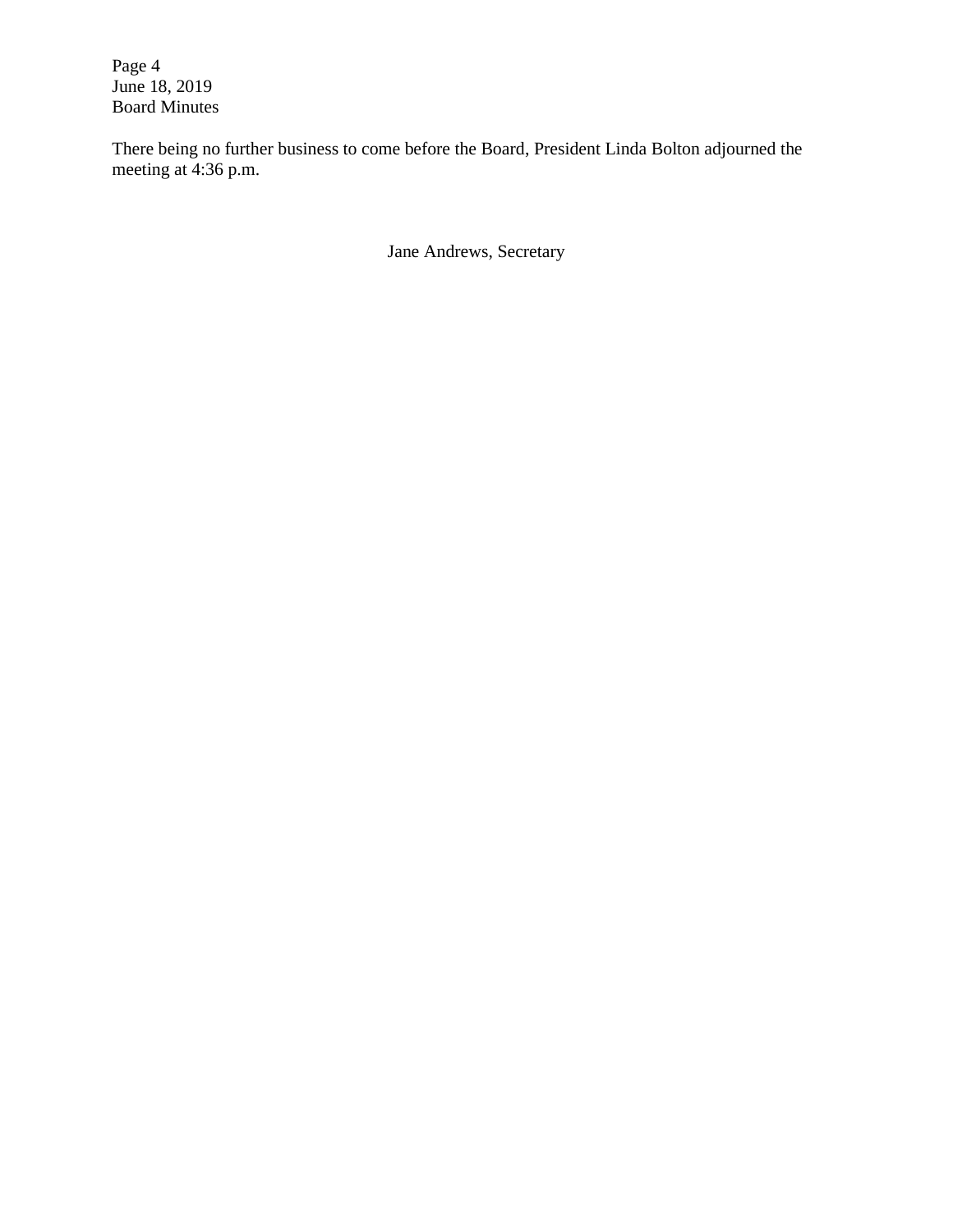There being no further business to come before the Board, President Linda Bolton adjourned the meeting at 4:36 p.m.

Jane Andrews, Secretary